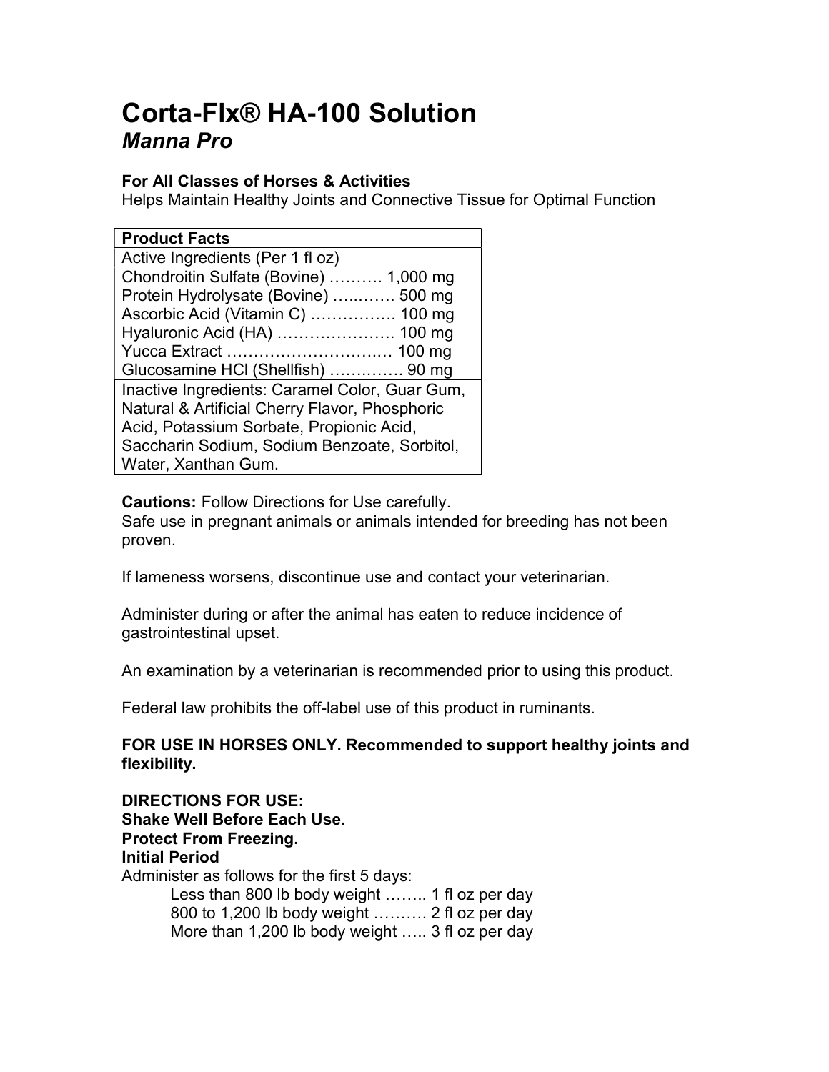# Corta-Flx® HA-100 Solution

## *Manna Pro*

**For All Classes of Horses & Activities**
Helps Maintain Healthy Joints and Connective Tissue for Optimal Function

| **Product Facts** |
|---|
| Active Ingredients (Per 1 fl oz) |
| Chondroitin Sulfate (Bovine) ………. 1,000 mg<br>Protein Hydrolysate (Bovine) …..……. 500 mg<br>Ascorbic Acid (Vitamin C) ……………. 100 mg<br>Hyaluronic Acid (HA) …………………. 100 mg<br>Yucca Extract ……………………….… 100 mg<br>Glucosamine HCl (Shellfish) …….……. 90 mg |
| Inactive Ingredients: Caramel Color, Guar Gum, Natural & Artificial Cherry Flavor, Phosphoric Acid, Potassium Sorbate, Propionic Acid, Saccharin Sodium, Sodium Benzoate, Sorbitol, Water, Xanthan Gum. |

**Cautions:** Follow Directions for Use carefully.
Safe use in pregnant animals or animals intended for breeding has not been proven.

If lameness worsens, discontinue use and contact your veterinarian.

Administer during or after the animal has eaten to reduce incidence of gastrointestinal upset.

An examination by a veterinarian is recommended prior to using this product.

Federal law prohibits the off-label use of this product in ruminants.

**FOR USE IN HORSES ONLY. Recommended to support healthy joints and flexibility.**

**DIRECTIONS FOR USE:**
**Shake Well Before Each Use.**
**Protect From Freezing.**
**Initial Period**
Administer as follows for the first 5 days:

- Less than 800 lb body weight …….. 1 fl oz per day
- 800 to 1,200 lb body weight ………. 2 fl oz per day
- More than 1,200 lb body weight ….. 3 fl oz per day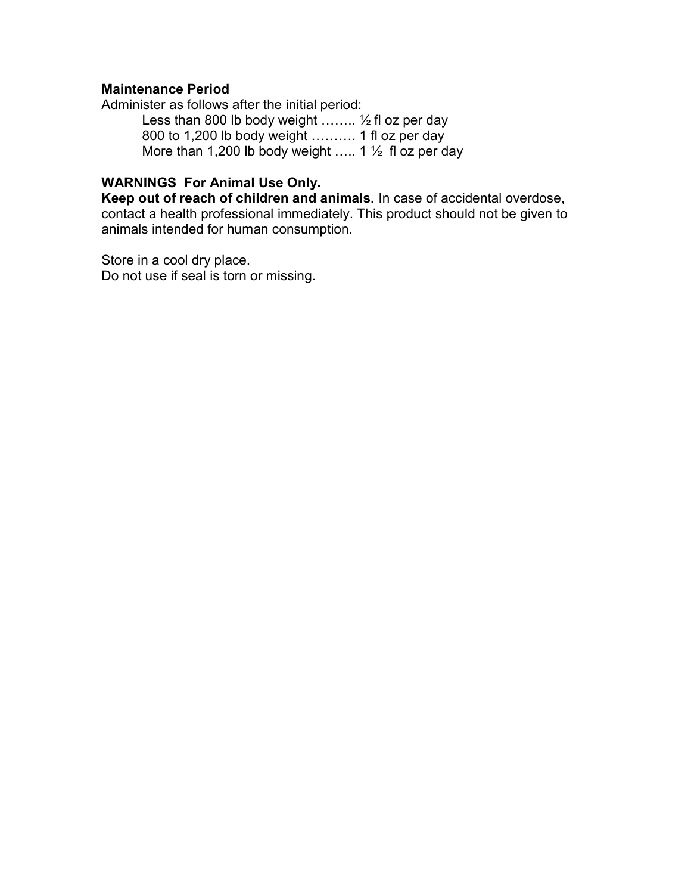**Maintenance Period**

Administer as follows after the initial period:

Less than 800 lb body weight …….. ½ fl oz per day
800 to 1,200 lb body weight ………. 1 fl oz per day
More than 1,200 lb body weight ….. 1 ½ fl oz per day

**WARNINGS For Animal Use Only.**

**Keep out of reach of children and animals.** In case of accidental overdose, contact a health professional immediately. This product should not be given to animals intended for human consumption.

Store in a cool dry place.
Do not use if seal is torn or missing.